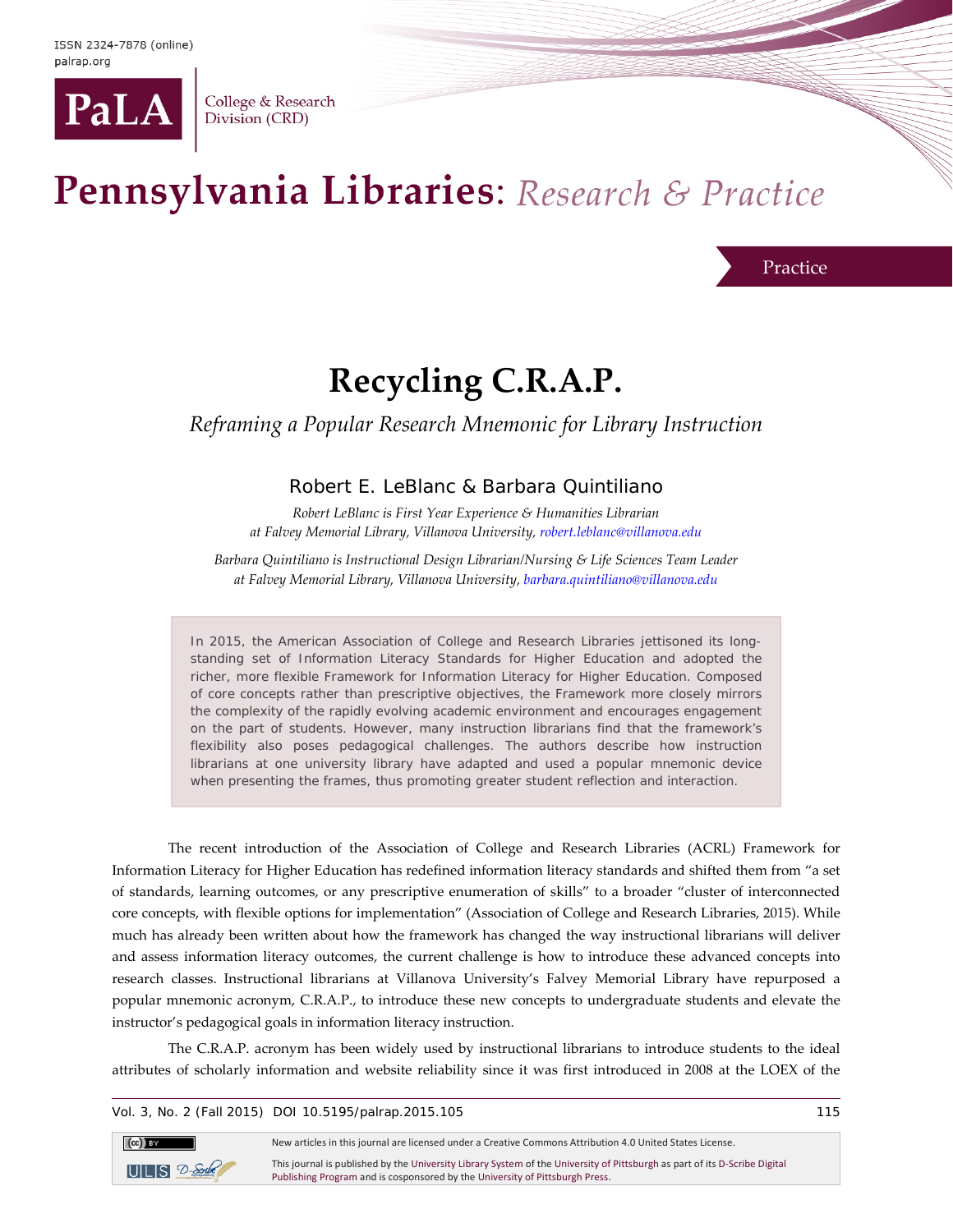Practice

# Recycling C.R.A.P.

*Reframing a Popular Research Mnemonic for Library Instruction*

Robert E. LeBlanc & Barbara Quintiliano

*Robert LeBlanc is First Year Experience & Humanities Librarian at Falvey Memorial Library, Villanova University, robert.leblanc@villanova.edu*

*Barbara Quintiliano is Instructional Design Librarian/Nursing & Life Sciences Team Leader at Falvey Memorial Library, Villanova University, barbara.quintiliano@villanova.edu*

> In 2015, the American Association of College and Research Libraries jettisoned its long-standing set of Information Literacy Standards for Higher Education and adopted the richer, more flexible Framework for Information Literacy for Higher Education. Composed of core concepts rather than prescriptive objectives, the Framework more closely mirrors the complexity of the rapidly evolving academic environment and encourages engagement on the part of students. However, many instruction librarians find that the framework's flexibility also poses pedagogical challenges. The authors describe how instruction librarians at one university library have adapted and used a popular mnemonic device when presenting the frames, thus promoting greater student reflection and interaction.

The recent introduction of the Association of College and Research Libraries (ACRL) Framework for Information Literacy for Higher Education has redefined information literacy standards and shifted them from "a set of standards, learning outcomes, or any prescriptive enumeration of skills" to a broader "cluster of interconnected core concepts, with flexible options for implementation" (Association of College and Research Libraries, 2015). While much has already been written about how the framework has changed the way instructional librarians will deliver and assess information literacy outcomes, the current challenge is how to introduce these advanced concepts into research classes. Instructional librarians at Villanova University's Falvey Memorial Library have repurposed a popular mnemonic acronym, C.R.A.P., to introduce these new concepts to undergraduate students and elevate the instructor's pedagogical goals in information literacy instruction.

The C.R.A.P. acronym has been widely used by instructional librarians to introduce students to the ideal attributes of scholarly information and website reliability since it was first introduced in 2008 at the LOEX of the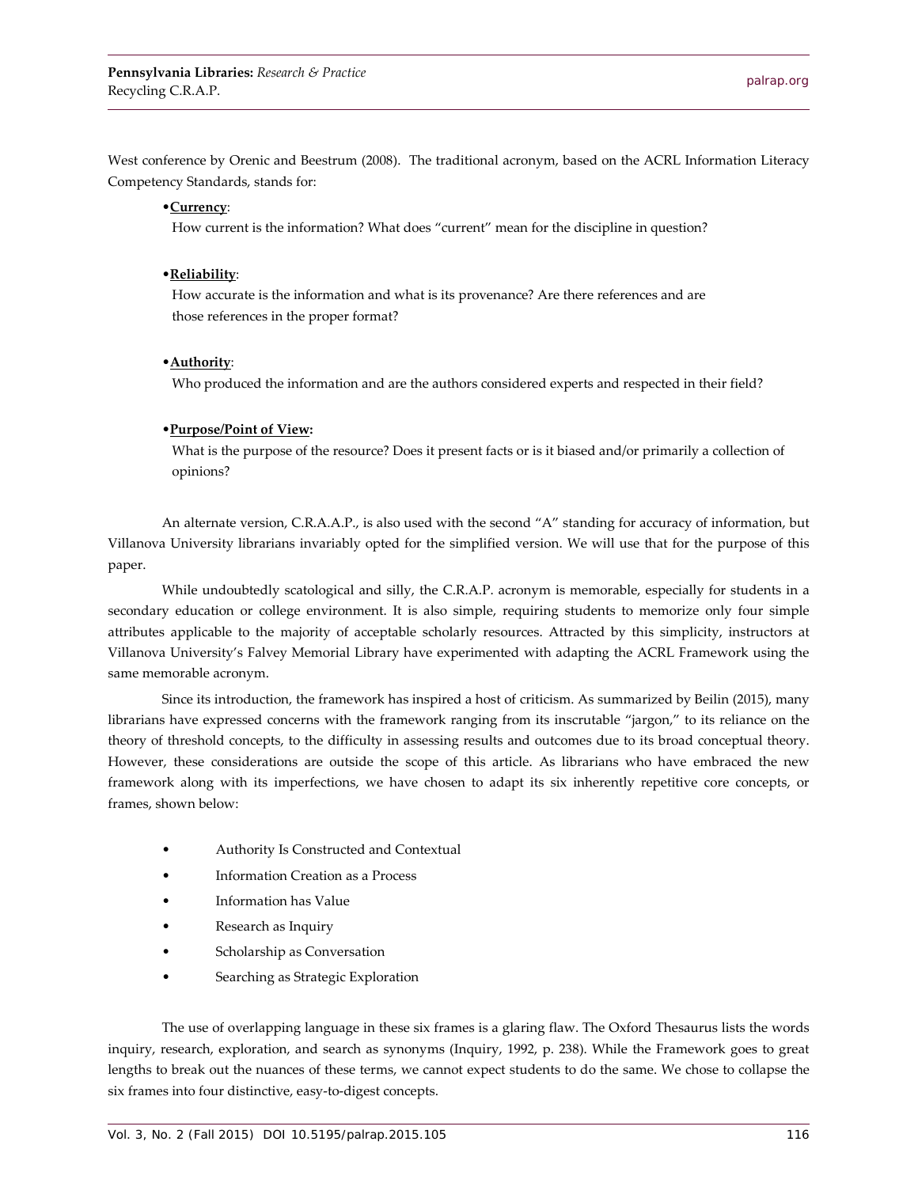West conference by Orenic and Beestrum (2008). The traditional acronym, based on the ACRL Information Literacy Competency Standards, stands for:

- **Currency**:
  How current is the information? What does "current" mean for the discipline in question?

- **Reliability**:
  How accurate is the information and what is its provenance? Are there references and are those references in the proper format?

- **Authority**:
  Who produced the information and are the authors considered experts and respected in their field?

- **Purpose/Point of View:**
  What is the purpose of the resource? Does it present facts or is it biased and/or primarily a collection of opinions?

An alternate version, C.R.A.A.P., is also used with the second "A" standing for accuracy of information, but Villanova University librarians invariably opted for the simplified version. We will use that for the purpose of this paper.

While undoubtedly scatological and silly, the C.R.A.P. acronym is memorable, especially for students in a secondary education or college environment. It is also simple, requiring students to memorize only four simple attributes applicable to the majority of acceptable scholarly resources. Attracted by this simplicity, instructors at Villanova University's Falvey Memorial Library have experimented with adapting the ACRL Framework using the same memorable acronym.

Since its introduction, the framework has inspired a host of criticism. As summarized by Beilin (2015), many librarians have expressed concerns with the framework ranging from its inscrutable "jargon," to its reliance on the theory of threshold concepts, to the difficulty in assessing results and outcomes due to its broad conceptual theory. However, these considerations are outside the scope of this article. As librarians who have embraced the new framework along with its imperfections, we have chosen to adapt its six inherently repetitive core concepts, or frames, shown below:

- Authority Is Constructed and Contextual
- Information Creation as a Process
- Information has Value
- Research as Inquiry
- Scholarship as Conversation
- Searching as Strategic Exploration

The use of overlapping language in these six frames is a glaring flaw. The Oxford Thesaurus lists the words inquiry, research, exploration, and search as synonyms (Inquiry, 1992, p. 238). While the Framework goes to great lengths to break out the nuances of these terms, we cannot expect students to do the same. We chose to collapse the six frames into four distinctive, easy-to-digest concepts.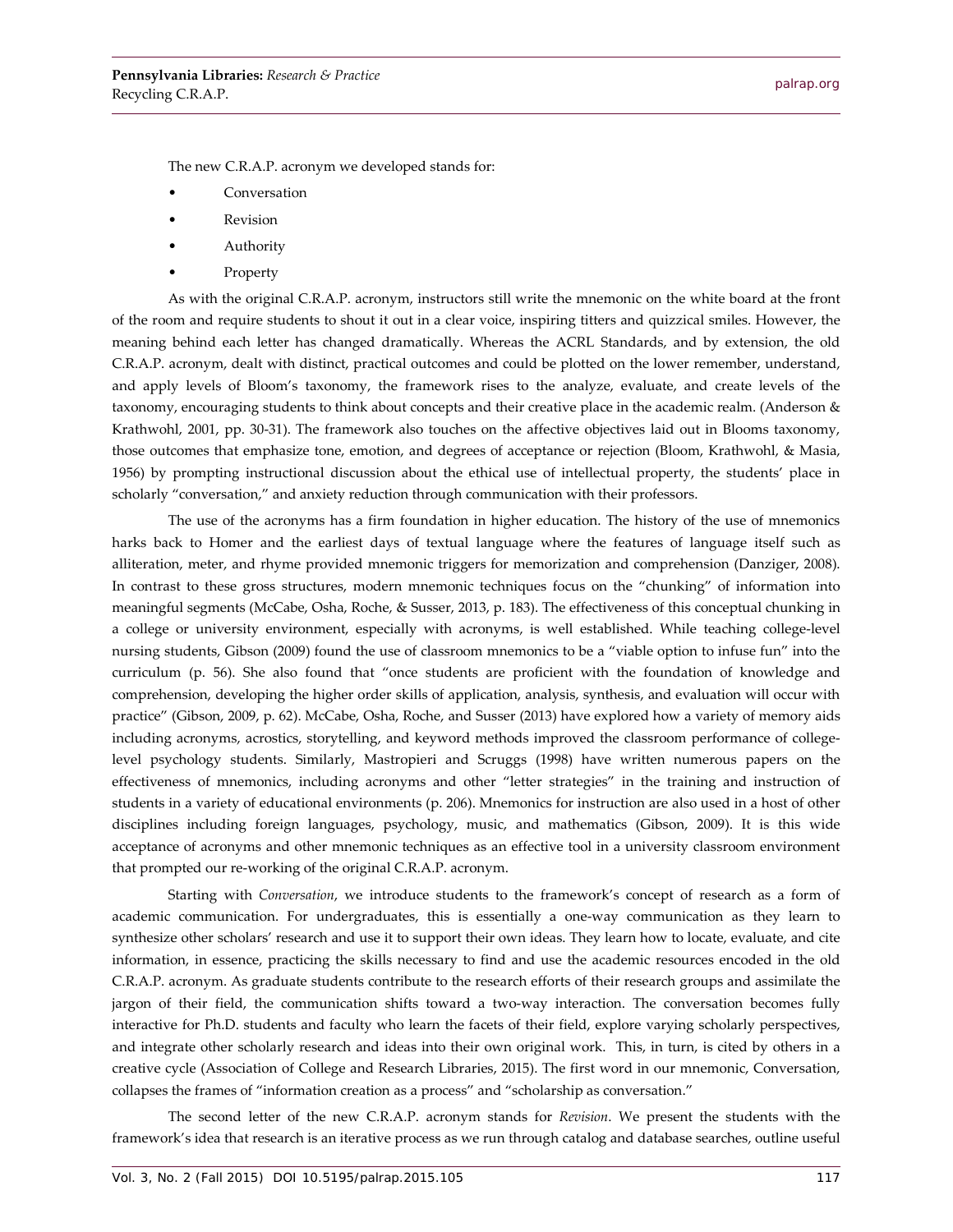The new C.R.A.P. acronym we developed stands for:

- Conversation
- Revision
- Authority
- Property

As with the original C.R.A.P. acronym, instructors still write the mnemonic on the white board at the front of the room and require students to shout it out in a clear voice, inspiring titters and quizzical smiles. However, the meaning behind each letter has changed dramatically. Whereas the ACRL Standards, and by extension, the old C.R.A.P. acronym, dealt with distinct, practical outcomes and could be plotted on the lower remember, understand, and apply levels of Bloom's taxonomy, the framework rises to the analyze, evaluate, and create levels of the taxonomy, encouraging students to think about concepts and their creative place in the academic realm. (Anderson & Krathwohl, 2001, pp. 30-31). The framework also touches on the affective objectives laid out in Blooms taxonomy, those outcomes that emphasize tone, emotion, and degrees of acceptance or rejection (Bloom, Krathwohl, & Masia, 1956) by prompting instructional discussion about the ethical use of intellectual property, the students' place in scholarly "conversation," and anxiety reduction through communication with their professors.

The use of the acronyms has a firm foundation in higher education. The history of the use of mnemonics harks back to Homer and the earliest days of textual language where the features of language itself such as alliteration, meter, and rhyme provided mnemonic triggers for memorization and comprehension (Danziger, 2008). In contrast to these gross structures, modern mnemonic techniques focus on the "chunking" of information into meaningful segments (McCabe, Osha, Roche, & Susser, 2013, p. 183). The effectiveness of this conceptual chunking in a college or university environment, especially with acronyms, is well established. While teaching college-level nursing students, Gibson (2009) found the use of classroom mnemonics to be a "viable option to infuse fun" into the curriculum (p. 56). She also found that "once students are proficient with the foundation of knowledge and comprehension, developing the higher order skills of application, analysis, synthesis, and evaluation will occur with practice" (Gibson, 2009, p. 62). McCabe, Osha, Roche, and Susser (2013) have explored how a variety of memory aids including acronyms, acrostics, storytelling, and keyword methods improved the classroom performance of college-level psychology students. Similarly, Mastropieri and Scruggs (1998) have written numerous papers on the effectiveness of mnemonics, including acronyms and other "letter strategies" in the training and instruction of students in a variety of educational environments (p. 206). Mnemonics for instruction are also used in a host of other disciplines including foreign languages, psychology, music, and mathematics (Gibson, 2009). It is this wide acceptance of acronyms and other mnemonic techniques as an effective tool in a university classroom environment that prompted our re-working of the original C.R.A.P. acronym.

Starting with *Conversation*, we introduce students to the framework's concept of research as a form of academic communication. For undergraduates, this is essentially a one-way communication as they learn to synthesize other scholars' research and use it to support their own ideas. They learn how to locate, evaluate, and cite information, in essence, practicing the skills necessary to find and use the academic resources encoded in the old C.R.A.P. acronym. As graduate students contribute to the research efforts of their research groups and assimilate the jargon of their field, the communication shifts toward a two-way interaction. The conversation becomes fully interactive for Ph.D. students and faculty who learn the facets of their field, explore varying scholarly perspectives, and integrate other scholarly research and ideas into their own original work. This, in turn, is cited by others in a creative cycle (Association of College and Research Libraries, 2015). The first word in our mnemonic, Conversation, collapses the frames of "information creation as a process" and "scholarship as conversation."

The second letter of the new C.R.A.P. acronym stands for *Revision*. We present the students with the framework's idea that research is an iterative process as we run through catalog and database searches, outline useful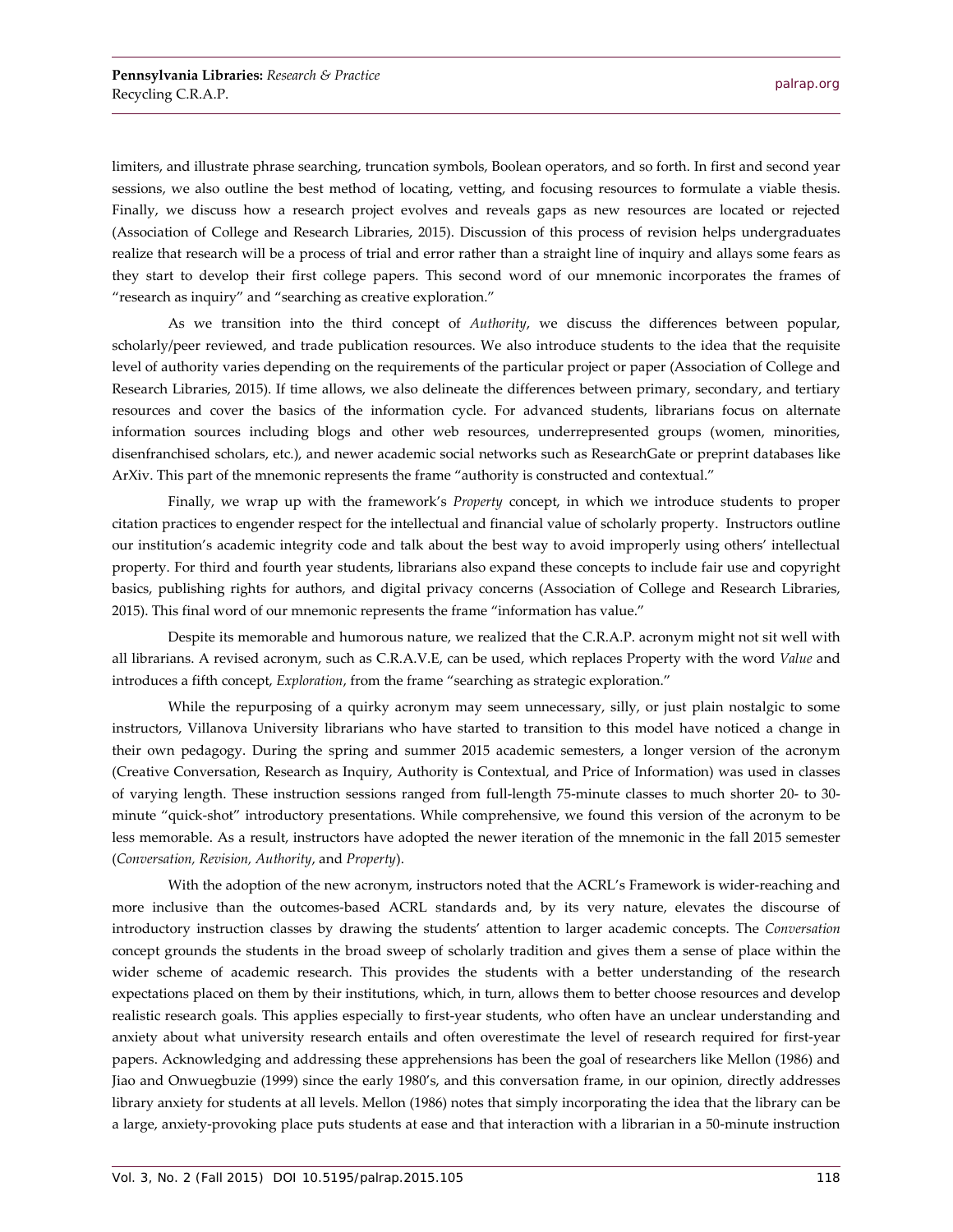limiters, and illustrate phrase searching, truncation symbols, Boolean operators, and so forth. In first and second year sessions, we also outline the best method of locating, vetting, and focusing resources to formulate a viable thesis. Finally, we discuss how a research project evolves and reveals gaps as new resources are located or rejected (Association of College and Research Libraries, 2015). Discussion of this process of revision helps undergraduates realize that research will be a process of trial and error rather than a straight line of inquiry and allays some fears as they start to develop their first college papers. This second word of our mnemonic incorporates the frames of "research as inquiry" and "searching as creative exploration."

As we transition into the third concept of *Authority*, we discuss the differences between popular, scholarly/peer reviewed, and trade publication resources. We also introduce students to the idea that the requisite level of authority varies depending on the requirements of the particular project or paper (Association of College and Research Libraries, 2015). If time allows, we also delineate the differences between primary, secondary, and tertiary resources and cover the basics of the information cycle. For advanced students, librarians focus on alternate information sources including blogs and other web resources, underrepresented groups (women, minorities, disenfranchised scholars, etc.), and newer academic social networks such as ResearchGate or preprint databases like ArXiv. This part of the mnemonic represents the frame "authority is constructed and contextual."

Finally, we wrap up with the framework's *Property* concept, in which we introduce students to proper citation practices to engender respect for the intellectual and financial value of scholarly property. Instructors outline our institution's academic integrity code and talk about the best way to avoid improperly using others' intellectual property. For third and fourth year students, librarians also expand these concepts to include fair use and copyright basics, publishing rights for authors, and digital privacy concerns (Association of College and Research Libraries, 2015). This final word of our mnemonic represents the frame "information has value."

Despite its memorable and humorous nature, we realized that the C.R.A.P. acronym might not sit well with all librarians. A revised acronym, such as C.R.A.V.E, can be used, which replaces Property with the word *Value* and introduces a fifth concept, *Exploration*, from the frame "searching as strategic exploration."

While the repurposing of a quirky acronym may seem unnecessary, silly, or just plain nostalgic to some instructors, Villanova University librarians who have started to transition to this model have noticed a change in their own pedagogy. During the spring and summer 2015 academic semesters, a longer version of the acronym (Creative Conversation, Research as Inquiry, Authority is Contextual, and Price of Information) was used in classes of varying length. These instruction sessions ranged from full-length 75-minute classes to much shorter 20- to 30-minute "quick-shot" introductory presentations. While comprehensive, we found this version of the acronym to be less memorable. As a result, instructors have adopted the newer iteration of the mnemonic in the fall 2015 semester (*Conversation, Revision, Authority*, and *Property*).

With the adoption of the new acronym, instructors noted that the ACRL's Framework is wider-reaching and more inclusive than the outcomes-based ACRL standards and, by its very nature, elevates the discourse of introductory instruction classes by drawing the students' attention to larger academic concepts. The *Conversation* concept grounds the students in the broad sweep of scholarly tradition and gives them a sense of place within the wider scheme of academic research. This provides the students with a better understanding of the research expectations placed on them by their institutions, which, in turn, allows them to better choose resources and develop realistic research goals. This applies especially to first-year students, who often have an unclear understanding and anxiety about what university research entails and often overestimate the level of research required for first-year papers. Acknowledging and addressing these apprehensions has been the goal of researchers like Mellon (1986) and Jiao and Onwuegbuzie (1999) since the early 1980's, and this conversation frame, in our opinion, directly addresses library anxiety for students at all levels. Mellon (1986) notes that simply incorporating the idea that the library can be a large, anxiety-provoking place puts students at ease and that interaction with a librarian in a 50-minute instruction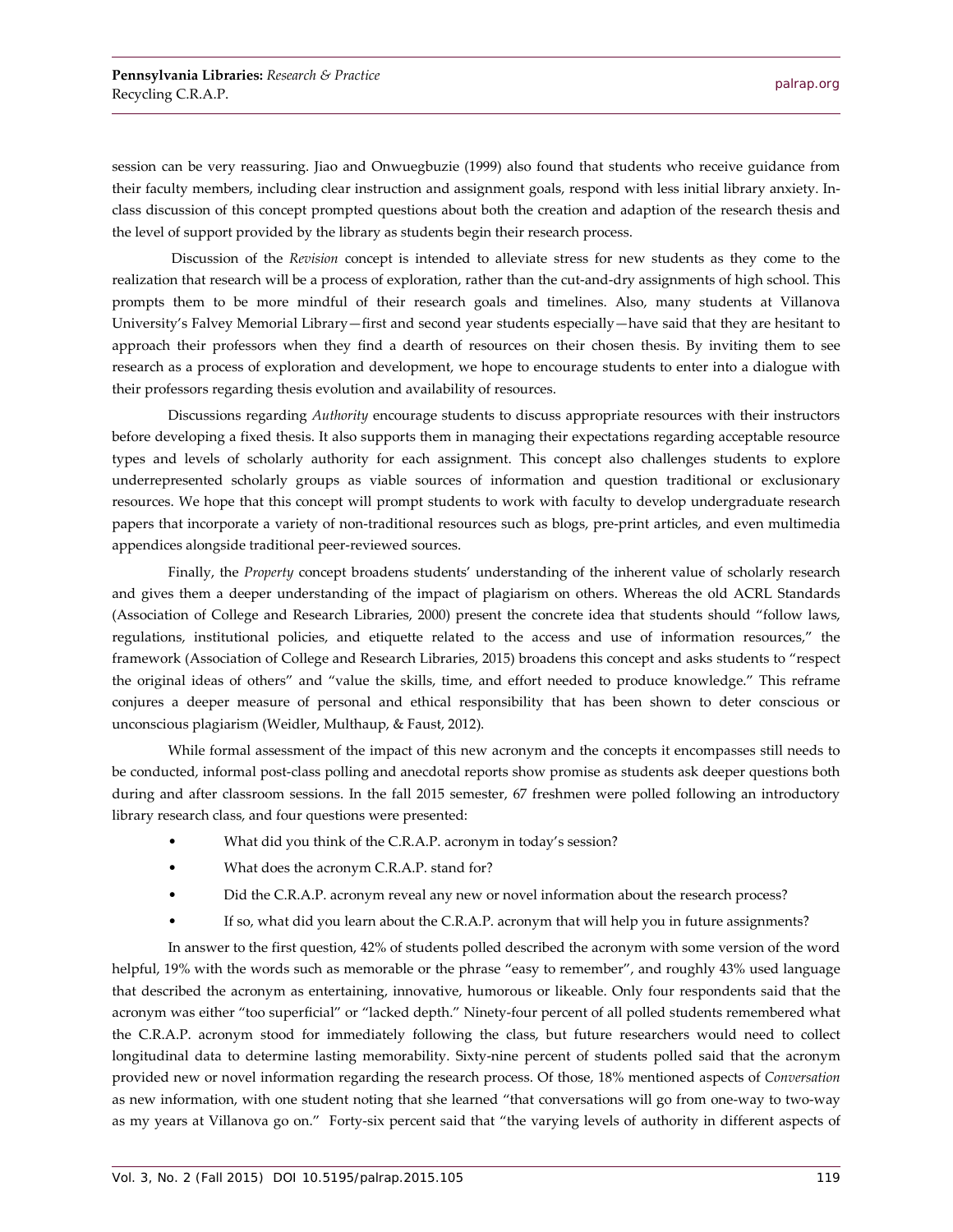session can be very reassuring. Jiao and Onwuegbuzie (1999) also found that students who receive guidance from their faculty members, including clear instruction and assignment goals, respond with less initial library anxiety. In-class discussion of this concept prompted questions about both the creation and adaption of the research thesis and the level of support provided by the library as students begin their research process.

Discussion of the *Revision* concept is intended to alleviate stress for new students as they come to the realization that research will be a process of exploration, rather than the cut-and-dry assignments of high school. This prompts them to be more mindful of their research goals and timelines. Also, many students at Villanova University's Falvey Memorial Library—first and second year students especially—have said that they are hesitant to approach their professors when they find a dearth of resources on their chosen thesis. By inviting them to see research as a process of exploration and development, we hope to encourage students to enter into a dialogue with their professors regarding thesis evolution and availability of resources.

Discussions regarding *Authority* encourage students to discuss appropriate resources with their instructors before developing a fixed thesis. It also supports them in managing their expectations regarding acceptable resource types and levels of scholarly authority for each assignment. This concept also challenges students to explore underrepresented scholarly groups as viable sources of information and question traditional or exclusionary resources. We hope that this concept will prompt students to work with faculty to develop undergraduate research papers that incorporate a variety of non-traditional resources such as blogs, pre-print articles, and even multimedia appendices alongside traditional peer-reviewed sources.

Finally, the *Property* concept broadens students' understanding of the inherent value of scholarly research and gives them a deeper understanding of the impact of plagiarism on others. Whereas the old ACRL Standards (Association of College and Research Libraries, 2000) present the concrete idea that students should "follow laws, regulations, institutional policies, and etiquette related to the access and use of information resources," the framework (Association of College and Research Libraries, 2015) broadens this concept and asks students to "respect the original ideas of others" and "value the skills, time, and effort needed to produce knowledge." This reframe conjures a deeper measure of personal and ethical responsibility that has been shown to deter conscious or unconscious plagiarism (Weidler, Multhaup, & Faust, 2012).

While formal assessment of the impact of this new acronym and the concepts it encompasses still needs to be conducted, informal post-class polling and anecdotal reports show promise as students ask deeper questions both during and after classroom sessions. In the fall 2015 semester, 67 freshmen were polled following an introductory library research class, and four questions were presented:

- What did you think of the C.R.A.P. acronym in today's session?
- What does the acronym C.R.A.P. stand for?
- Did the C.R.A.P. acronym reveal any new or novel information about the research process?
- If so, what did you learn about the C.R.A.P. acronym that will help you in future assignments?

In answer to the first question, 42% of students polled described the acronym with some version of the word helpful, 19% with the words such as memorable or the phrase "easy to remember", and roughly 43% used language that described the acronym as entertaining, innovative, humorous or likeable. Only four respondents said that the acronym was either "too superficial" or "lacked depth." Ninety-four percent of all polled students remembered what the C.R.A.P. acronym stood for immediately following the class, but future researchers would need to collect longitudinal data to determine lasting memorability. Sixty-nine percent of students polled said that the acronym provided new or novel information regarding the research process. Of those, 18% mentioned aspects of *Conversation* as new information, with one student noting that she learned "that conversations will go from one-way to two-way as my years at Villanova go on." Forty-six percent said that "the varying levels of authority in different aspects of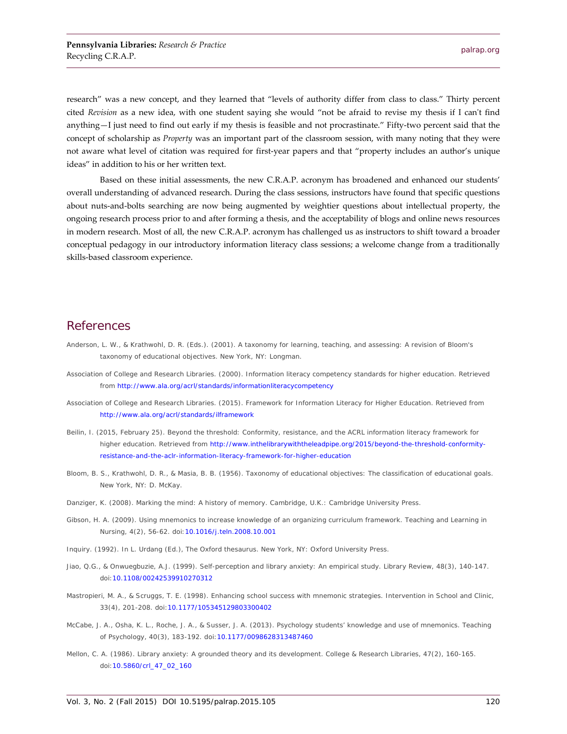research" was a new concept, and they learned that "levels of authority differ from class to class." Thirty percent cited *Revision* as a new idea, with one student saying she would "not be afraid to revise my thesis if I can't find anything—I just need to find out early if my thesis is feasible and not procrastinate." Fifty-two percent said that the concept of scholarship as *Property* was an important part of the classroom session, with many noting that they were not aware what level of citation was required for first-year papers and that "property includes an author's unique ideas" in addition to his or her written text.

Based on these initial assessments, the new C.R.A.P. acronym has broadened and enhanced our students' overall understanding of advanced research. During the class sessions, instructors have found that specific questions about nuts-and-bolts searching are now being augmented by weightier questions about intellectual property, the ongoing research process prior to and after forming a thesis, and the acceptability of blogs and online news resources in modern research. Most of all, the new C.R.A.P. acronym has challenged us as instructors to shift toward a broader conceptual pedagogy in our introductory information literacy class sessions; a welcome change from a traditionally skills-based classroom experience.

## References

Anderson, L. W., & Krathwohl, D. R. (Eds.). (2001). A taxonomy for learning, teaching, and assessing: A revision of Bloom's taxonomy of educational objectives. New York, NY: Longman.

Association of College and Research Libraries. (2000). Information literacy competency standards for higher education. Retrieved from http://www.ala.org/acrl/standards/informationliteracycompetency

Association of College and Research Libraries. (2015). Framework for Information Literacy for Higher Education. Retrieved from http://www.ala.org/acrl/standards/ilframework

Beilin, I. (2015, February 25). Beyond the threshold: Conformity, resistance, and the ACRL information literacy framework for higher education. Retrieved from http://www.inthelibrarywiththeleadpipe.org/2015/beyond-the-threshold-conformity-resistance-and-the-aclr-information-literacy-framework-for-higher-education

Bloom, B. S., Krathwohl, D. R., & Masia, B. B. (1956). Taxonomy of educational objectives: The classification of educational goals. New York, NY: D. McKay.

Danziger, K. (2008). Marking the mind: A history of memory. Cambridge, U.K.: Cambridge University Press.

Gibson, H. A. (2009). Using mnemonics to increase knowledge of an organizing curriculum framework. Teaching and Learning in Nursing, 4(2), 56-62. doi:10.1016/j.teln.2008.10.001

Inquiry. (1992). In L. Urdang (Ed.), The Oxford thesaurus. New York, NY: Oxford University Press.

Jiao, Q.G., & Onwuegbuzie, A.J. (1999). Self-perception and library anxiety: An empirical study. Library Review, 48(3), 140-147. doi:10.1108/00242539910270312

Mastropieri, M. A., & Scruggs, T. E. (1998). Enhancing school success with mnemonic strategies. Intervention in School and Clinic, 33(4), 201-208. doi:10.1177/105345129803300402

McCabe, J. A., Osha, K. L., Roche, J. A., & Susser, J. A. (2013). Psychology students' knowledge and use of mnemonics. Teaching of Psychology, 40(3), 183-192. doi:10.1177/0098628313487460

Mellon, C. A. (1986). Library anxiety: A grounded theory and its development. College & Research Libraries, 47(2), 160-165. doi:10.5860/crl_47_02_160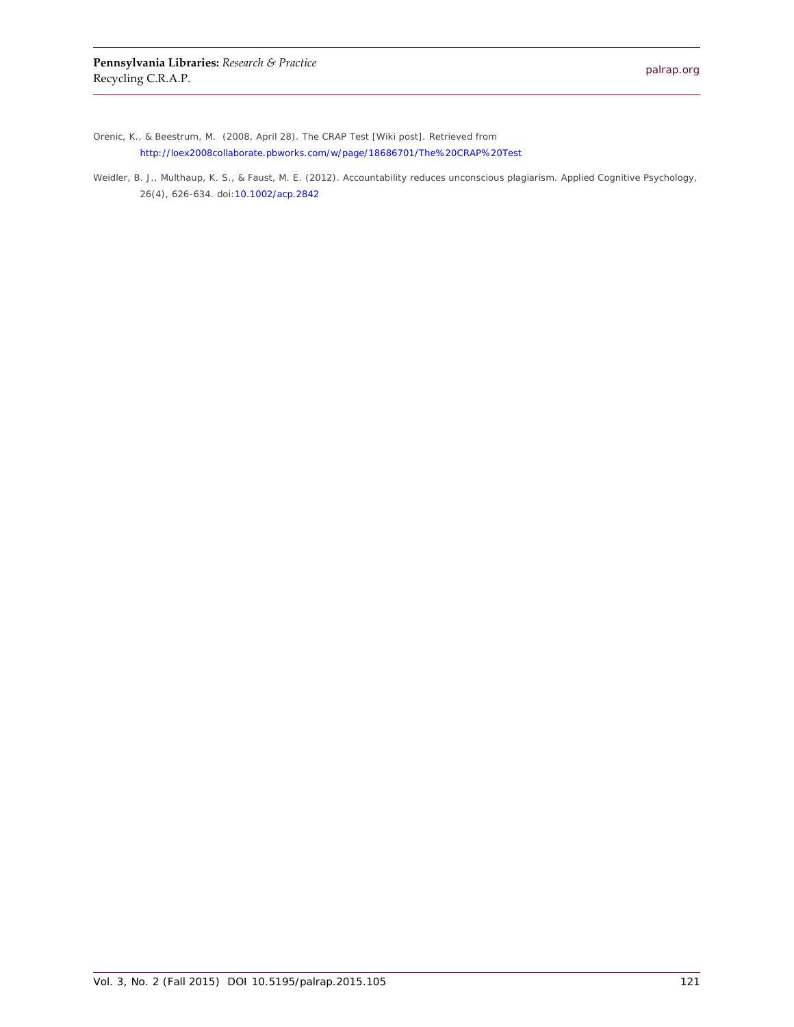Orenic, K., & Beestrum, M. (2008, April 28). The CRAP Test [Wiki post]. Retrieved from http://loex2008collaborate.pbworks.com/w/page/18686701/The%20CRAP%20Test

Weidler, B. J., Multhaup, K. S., & Faust, M. E. (2012). Accountability reduces unconscious plagiarism. Applied Cognitive Psychology, 26(4), 626-634. doi:10.1002/acp.2842